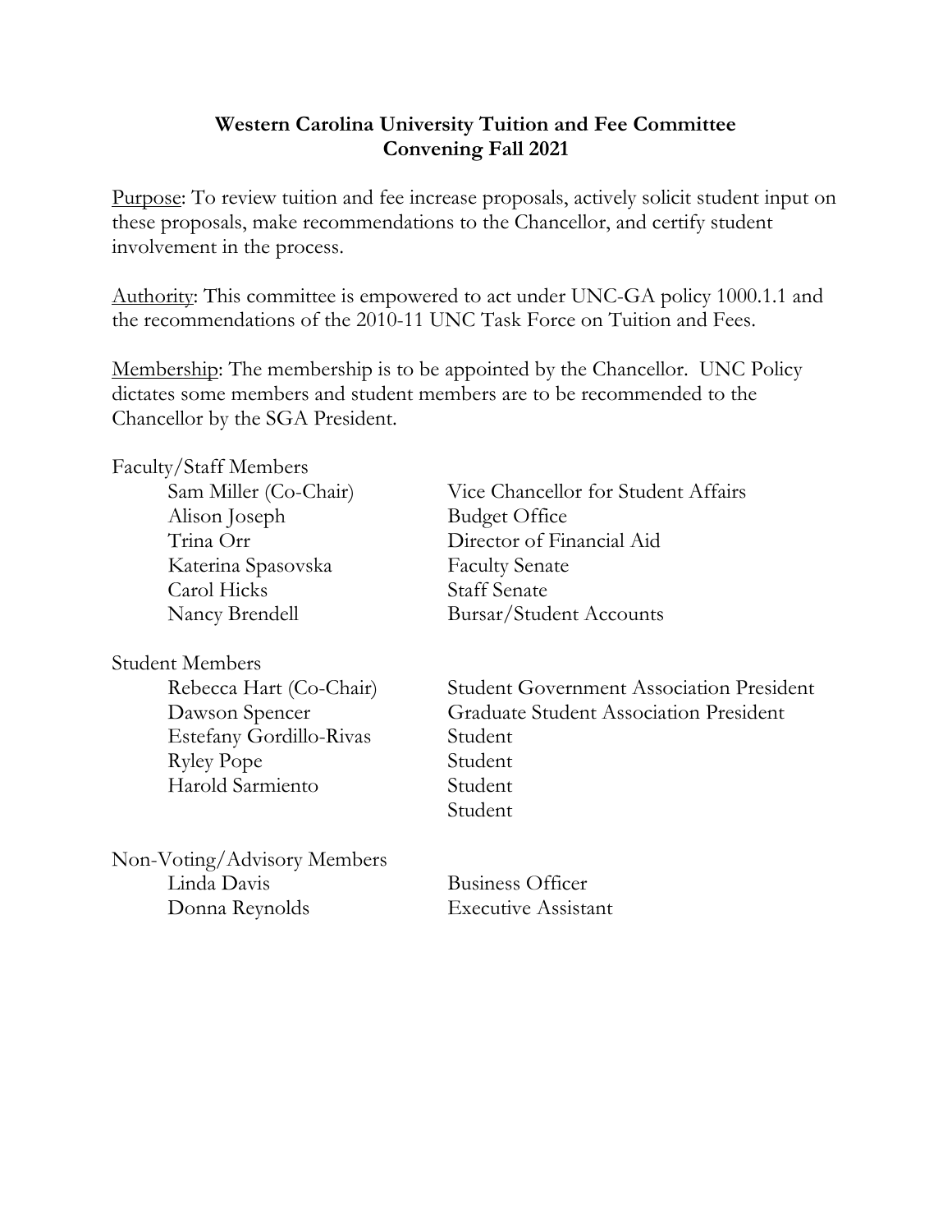**Western Carolina University Tuition and Fee Committee**
**Convening Fall 2021**

Purpose: To review tuition and fee increase proposals, actively solicit student input on these proposals, make recommendations to the Chancellor, and certify student involvement in the process.

Authority: This committee is empowered to act under UNC-GA policy 1000.1.1 and the recommendations of the 2010-11 UNC Task Force on Tuition and Fees.

Membership: The membership is to be appointed by the Chancellor. UNC Policy dictates some members and student members are to be recommended to the Chancellor by the SGA President.

Faculty/Staff Members

| | |
|---|---|
| Sam Miller (Co-Chair) | Vice Chancellor for Student Affairs |
| Alison Joseph | Budget Office |
| Trina Orr | Director of Financial Aid |
| Katerina Spasovska | Faculty Senate |
| Carol Hicks | Staff Senate |
| Nancy Brendell | Bursar/Student Accounts |

Student Members

| | |
|---|---|
| Rebecca Hart (Co-Chair) | Student Government Association President |
| Dawson Spencer | Graduate Student Association President |
| Estefany Gordillo-Rivas | Student |
| Ryley Pope | Student |
| Harold Sarmiento | Student |
| | Student |

Non-Voting/Advisory Members

| | |
|---|---|
| Linda Davis | Business Officer |
| Donna Reynolds | Executive Assistant |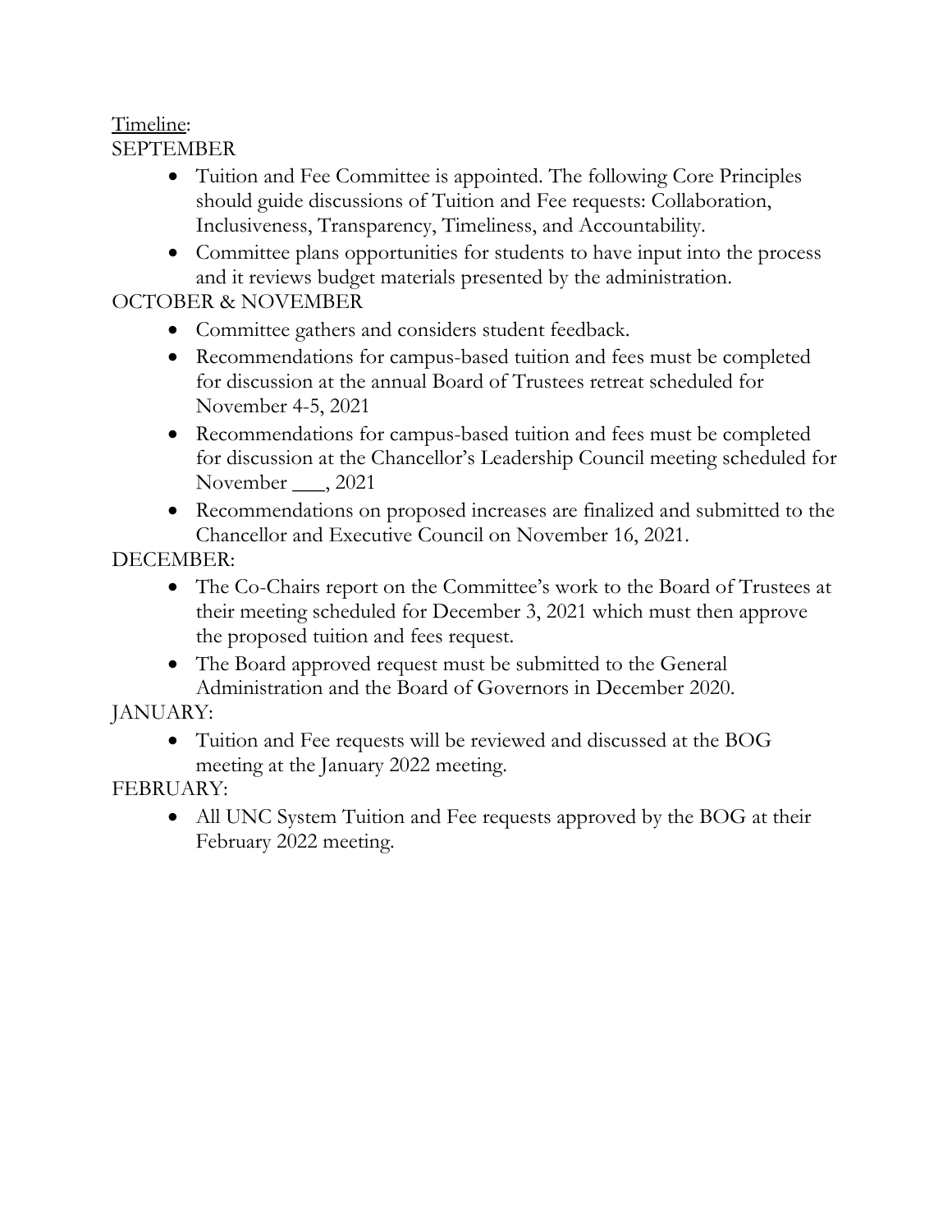<u>Timeline</u>:

SEPTEMBER

- Tuition and Fee Committee is appointed. The following Core Principles should guide discussions of Tuition and Fee requests: Collaboration, Inclusiveness, Transparency, Timeliness, and Accountability.
- Committee plans opportunities for students to have input into the process and it reviews budget materials presented by the administration.

OCTOBER & NOVEMBER

- Committee gathers and considers student feedback.
- Recommendations for campus-based tuition and fees must be completed for discussion at the annual Board of Trustees retreat scheduled for November 4-5, 2021
- Recommendations for campus-based tuition and fees must be completed for discussion at the Chancellor's Leadership Council meeting scheduled for November ___, 2021
- Recommendations on proposed increases are finalized and submitted to the Chancellor and Executive Council on November 16, 2021.

DECEMBER:

- The Co-Chairs report on the Committee's work to the Board of Trustees at their meeting scheduled for December 3, 2021 which must then approve the proposed tuition and fees request.
- The Board approved request must be submitted to the General Administration and the Board of Governors in December 2020.

JANUARY:

- Tuition and Fee requests will be reviewed and discussed at the BOG meeting at the January 2022 meeting.

FEBRUARY:

- All UNC System Tuition and Fee requests approved by the BOG at their February 2022 meeting.